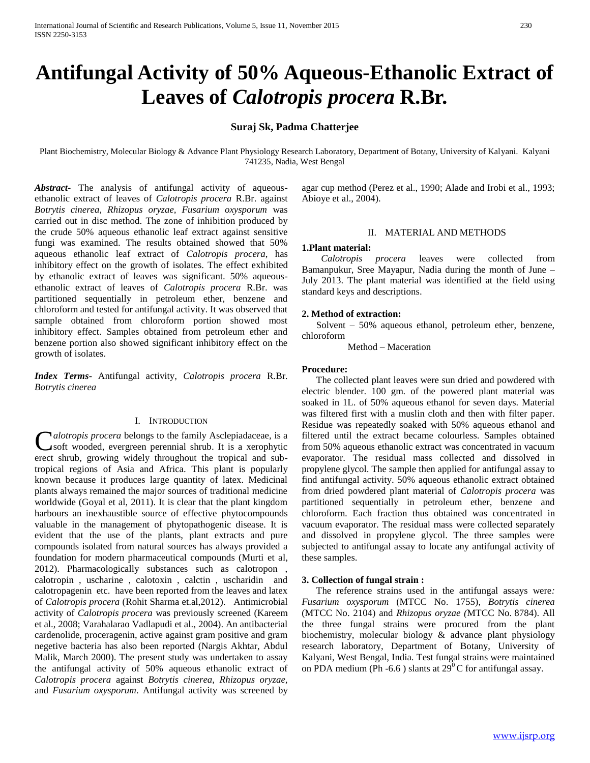# Antifungal Activity of 50% Aqueous-Ethanolic Extract of Leaves of *Calotropis procera* R.Br.

**Suraj Sk, Padma Chatterjee**

Plant Biochemistry, Molecular Biology & Advance Plant Physiology Research Laboratory, Department of Botany, University of Kalyani. Kalyani 741235, Nadia, West Bengal

***Abstract***- The analysis of antifungal activity of aqueous-ethanolic extract of leaves of *Calotropis procera* R.Br. against *Botrytis cinerea, Rhizopus oryzae, Fusarium oxysporum* was carried out in disc method. The zone of inhibition produced by the crude 50% aqueous ethanolic leaf extract against sensitive fungi was examined. The results obtained showed that 50% aqueous ethanolic leaf extract of *Calotropis procera*, has inhibitory effect on the growth of isolates. The effect exhibited by ethanolic extract of leaves was significant. 50% aqueous-ethanolic extract of leaves of *Calotropis procera* R.Br. was partitioned sequentially in petroleum ether, benzene and chloroform and tested for antifungal activity. It was observed that sample obtained from chloroform portion showed most inhibitory effect. Samples obtained from petroleum ether and benzene portion also showed significant inhibitory effect on the growth of isolates.

***Index Terms***- Antifungal activity, *Calotropis procera* R.Br. *Botrytis cinerea*

## I. Introduction

*Calotropis procera* belongs to the family Asclepiadaceae, is a soft wooded, evergreen perennial shrub. It is a xerophytic erect shrub, growing widely throughout the tropical and sub-tropical regions of Asia and Africa. This plant is popularly known because it produces large quantity of latex. Medicinal plants always remained the major sources of traditional medicine worldwide (Goyal et al, 2011). It is clear that the plant kingdom harbours an inexhaustible source of effective phytocompounds valuable in the management of phytopathogenic disease. It is evident that the use of the plants, plant extracts and pure compounds isolated from natural sources has always provided a foundation for modern pharmaceutical compounds (Murti et al, 2012). Pharmacologically substances such as calotropon , calotropin , uscharine , calotoxin , calctin , uscharidin and calotropagenin etc. have been reported from the leaves and latex of *Calotropis procera* (Rohit Sharma et.al,2012). Antimicrobial activity of *Calotropis procera* was previously screened (Kareem et al., 2008; Varahalarao Vadlapudi et al., 2004). An antibacterial cardenolide, proceragenin, active against gram positive and gram negetive bacteria has also been reported (Nargis Akhtar, Abdul Malik, March 2000). The present study was undertaken to assay the antifungal activity of 50% aqueous ethanolic extract of *Calotropis procera* against *Botrytis cinerea, Rhizopus oryzae,* and *Fusarium oxysporum*. Antifungal activity was screened by agar cup method (Perez et al., 1990; Alade and Irobi et al., 1993; Abioye et al., 2004).

## II. Material and Methods

### 1.Plant material:

*Calotropis procera* leaves were collected from Bamanpukur, Sree Mayapur, Nadia during the month of June – July 2013. The plant material was identified at the field using standard keys and descriptions.

### 2. Method of extraction:

Solvent – 50% aqueous ethanol, petroleum ether, benzene, chloroform

Method – Maceration

### Procedure:

The collected plant leaves were sun dried and powdered with electric blender. 100 gm. of the powered plant material was soaked in 1L. of 50% aqueous ethanol for seven days. Material was filtered first with a muslin cloth and then with filter paper. Residue was repeatedly soaked with 50% aqueous ethanol and filtered until the extract became colourless. Samples obtained from 50% aqueous ethanolic extract was concentrated in vacuum evaporator. The residual mass collected and dissolved in propylene glycol. The sample then applied for antifungal assay to find antifungal activity. 50% aqueous ethanolic extract obtained from dried powdered plant material of *Calotropis procera* was partitioned sequentially in petroleum ether, benzene and chloroform. Each fraction thus obtained was concentrated in vacuum evaporator. The residual mass were collected separately and dissolved in propylene glycol. The three samples were subjected to antifungal assay to locate any antifungal activity of these samples.

### 3. Collection of fungal strain :

The reference strains used in the antifungal assays were*: Fusarium oxysporum* (MTCC No. 1755), *Botrytis cinerea* (MTCC No. 2104) and *Rhizopus oryzae (*MTCC No. 8784). All the three fungal strains were procured from the plant biochemistry, molecular biology & advance plant physiology research laboratory, Department of Botany, University of Kalyani, West Bengal, India. Test fungal strains were maintained on PDA medium (Ph -6.6 ) slants at $29^0$C for antifungal assay.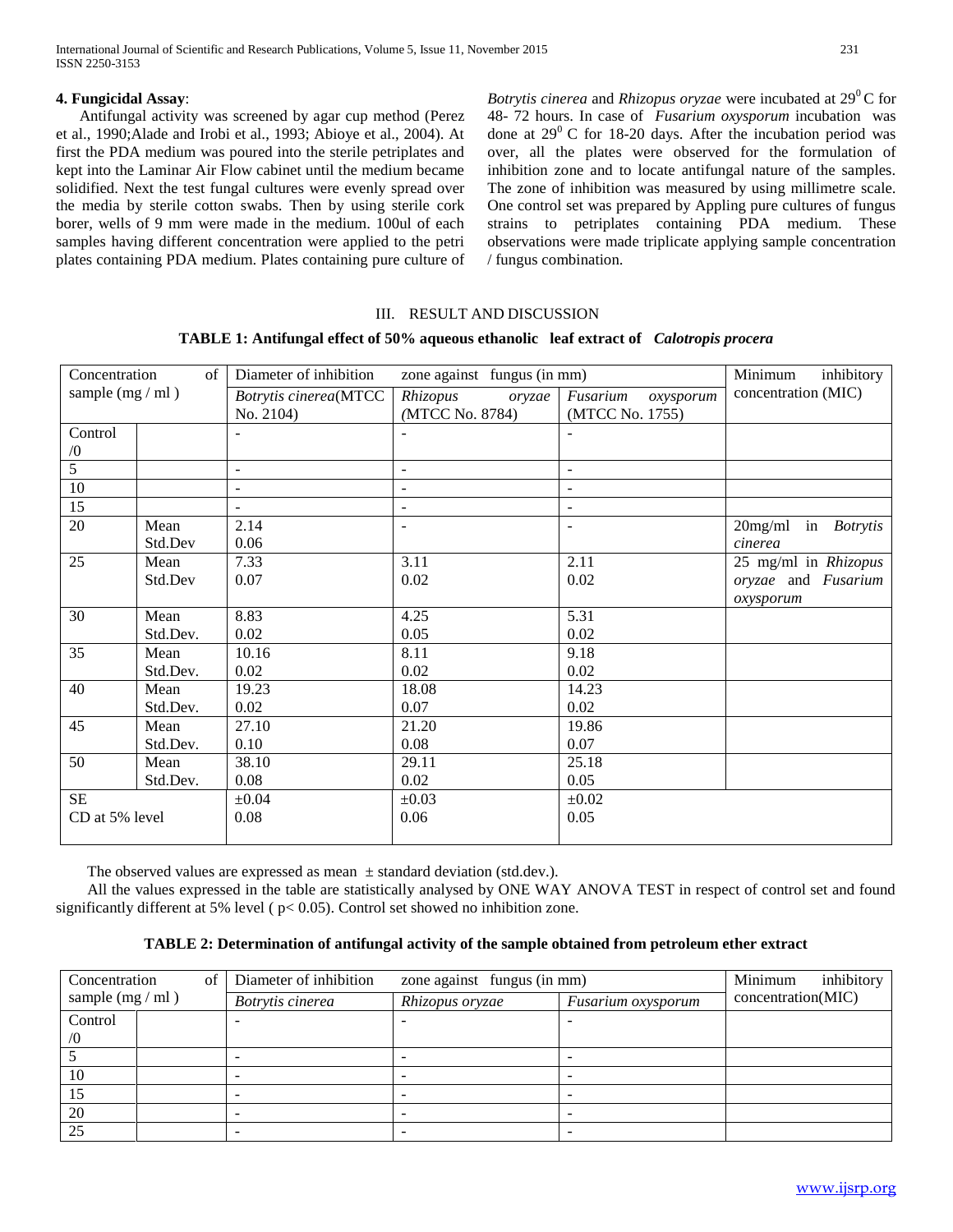### 4. Fungicidal Assay:

Antifungal activity was screened by agar cup method (Perez et al., 1990;Alade and Irobi et al., 1993; Abioye et al., 2004). At first the PDA medium was poured into the sterile petriplates and kept into the Laminar Air Flow cabinet until the medium became solidified. Next the test fungal cultures were evenly spread over the media by sterile cotton swabs. Then by using sterile cork borer, wells of 9 mm were made in the medium. 100ul of each samples having different concentration were applied to the petri plates containing PDA medium. Plates containing pure culture of *Botrytis cinerea* and *Rhizopus oryzae* were incubated at $29^0$ C for 48- 72 hours. In case of *Fusarium oxysporum* incubation was done at $29^0$ C for 18-20 days. After the incubation period was over, all the plates were observed for the formulation of inhibition zone and to locate antifungal nature of the samples. The zone of inhibition was measured by using millimetre scale. One control set was prepared by Appling pure cultures of fungus strains to petriplates containing PDA medium. These observations were made triplicate applying sample concentration / fungus combination.

## III. RESULT AND DISCUSSION

**TABLE 1: Antifungal effect of 50% aqueous ethanolic leaf extract of *Calotropis procera***

| Concentration of sample (mg / ml ) | | Diameter of inhibition zone against fungus (in mm) | | | Minimum inhibitory concentration (MIC) |
|---|---|---|---|---|---|
| | | *Botrytis cinerea*(MTCC No. 2104) | *Rhizopus oryzae* *(*MTCC No. 8784) | *Fusarium oxysporum* (MTCC No. 1755) | |
| Control /0 | | - | - | - | |
| 5 | | - | - | - | |
| 10 | | - | - | - | |
| 15 | | - | - | - | |
| 20 | Mean<br>Std.Dev | 2.14<br>0.06 | - | - | 20mg/ml in *Botrytis cinerea* |
| 25 | Mean<br>Std.Dev | 7.33<br>0.07 | 3.11<br>0.02 | 2.11<br>0.02 | 25 mg/ml in *Rhizopus oryzae* and *Fusarium oxysporum* |
| 30 | Mean<br>Std.Dev. | 8.83<br>0.02 | 4.25<br>0.05 | 5.31<br>0.02 | |
| 35 | Mean<br>Std.Dev. | 10.16<br>0.02 | 8.11<br>0.02 | 9.18<br>0.02 | |
| 40 | Mean<br>Std.Dev. | 19.23<br>0.02 | 18.08<br>0.07 | 14.23<br>0.02 | |
| 45 | Mean<br>Std.Dev. | 27.10<br>0.10 | 21.20<br>0.08 | 19.86<br>0.07 | |
| 50 | Mean<br>Std.Dev. | 38.10<br>0.08 | 29.11<br>0.02 | 25.18<br>0.05 | |
| SE<br>CD at 5% level | | ±0.04<br>0.08 | ±0.03<br>0.06 | ±0.02<br>0.05 | |

The observed values are expressed as mean ± standard deviation (std.dev.).

All the values expressed in the table are statistically analysed by ONE WAY ANOVA TEST in respect of control set and found significantly different at 5% level ( $p< 0.05$). Control set showed no inhibition zone.

**TABLE 2: Determination of antifungal activity of the sample obtained from petroleum ether extract**

| Concentration of sample (mg / ml ) | | Diameter of inhibition zone against fungus (in mm) | | | Minimum inhibitory concentration(MIC) |
|---|---|---|---|---|---|
| | | *Botrytis cinerea* | *Rhizopus oryzae* | *Fusarium oxysporum* | |
| Control /0 | | - | - | - | |
| 5 | | - | - | - | |
| 10 | | - | - | - | |
| 15 | | - | - | - | |
| 20 | | - | - | - | |
| 25 | | - | - | - | |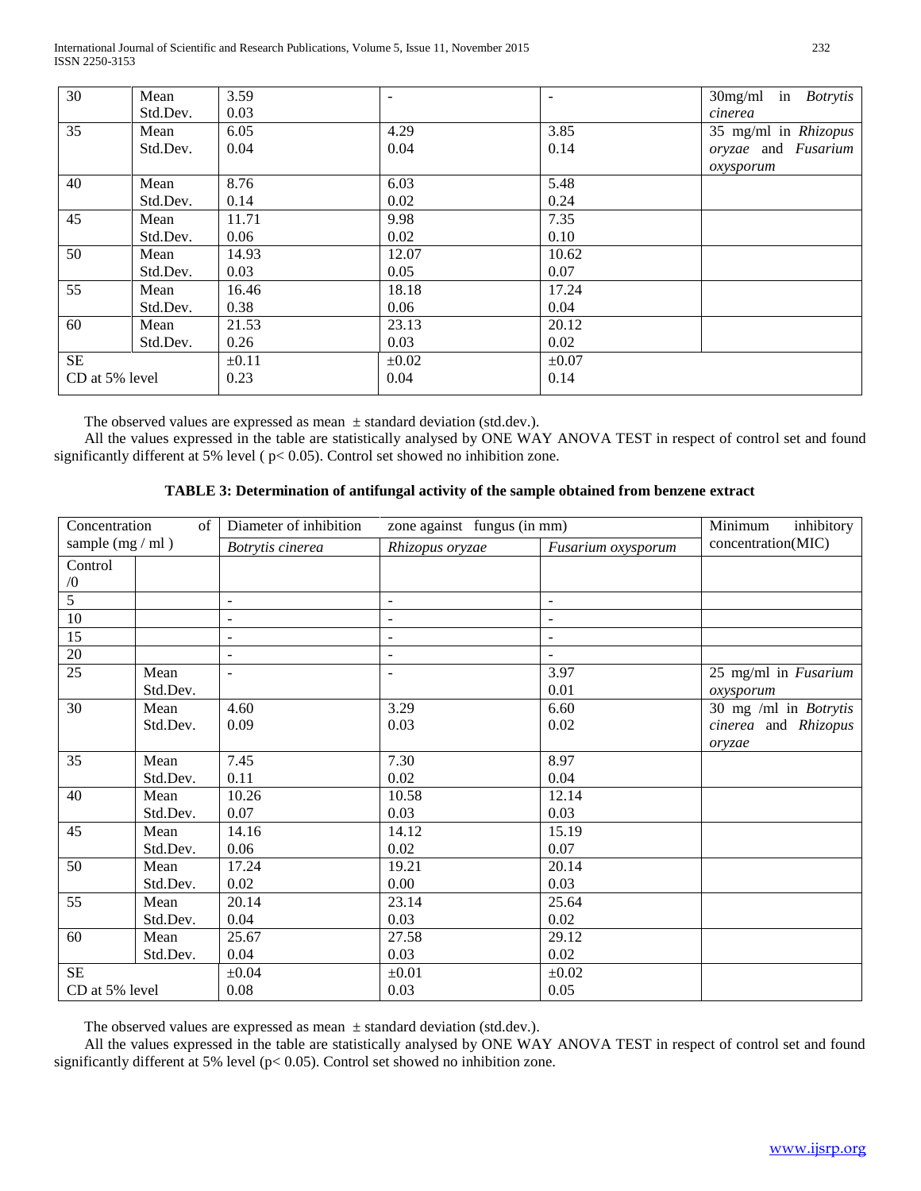| 30 | Mean | 3.59 | - | - | 30mg/ml in *Botrytis cinerea* |
|---|---|---|---|---|---|
| | Std.Dev. | 0.03 | | | |
| 35 | Mean | 6.05 | 4.29 | 3.85 | 35 mg/ml in *Rhizopus oryzae* and *Fusarium oxysporum* |
| | Std.Dev. | 0.04 | 0.04 | 0.14 | |
| 40 | Mean | 8.76 | 6.03 | 5.48 | |
| | Std.Dev. | 0.14 | 0.02 | 0.24 | |
| 45 | Mean | 11.71 | 9.98 | 7.35 | |
| | Std.Dev. | 0.06 | 0.02 | 0.10 | |
| 50 | Mean | 14.93 | 12.07 | 10.62 | |
| | Std.Dev. | 0.03 | 0.05 | 0.07 | |
| 55 | Mean | 16.46 | 18.18 | 17.24 | |
| | Std.Dev. | 0.38 | 0.06 | 0.04 | |
| 60 | Mean | 21.53 | 23.13 | 20.12 | |
| | Std.Dev. | 0.26 | 0.03 | 0.02 | |
| SE | | ±0.11 | ±0.02 | ±0.07 | |
| CD at 5% level | | 0.23 | 0.04 | 0.14 | |

The observed values are expressed as mean ± standard deviation (std.dev.).

All the values expressed in the table are statistically analysed by ONE WAY ANOVA TEST in respect of control set and found significantly different at 5% level ( $p < 0.05$). Control set showed no inhibition zone.

**TABLE 3: Determination of antifungal activity of the sample obtained from benzene extract**

| Concentration of sample (mg / ml ) | | Diameter of inhibition zone against fungus (in mm) | | | Minimum inhibitory concentration(MIC) |
|---|---|---|---|---|---|
| | | *Botrytis cinerea* | *Rhizopus oryzae* | *Fusarium oxysporum* | |
| Control /0 | | | | | |
| 5 | | - | - | - | |
| 10 | | - | - | - | |
| 15 | | - | - | - | |
| 20 | | - | - | - | |
| 25 | Mean | - | - | 3.97 | 25 mg/ml in *Fusarium oxysporum* |
| | Std.Dev. | | | 0.01 | |
| 30 | Mean | 4.60 | 3.29 | 6.60 | 30 mg /ml in *Botrytis cinerea* and *Rhizopus oryzae* |
| | Std.Dev. | 0.09 | 0.03 | 0.02 | |
| 35 | Mean | 7.45 | 7.30 | 8.97 | |
| | Std.Dev. | 0.11 | 0.02 | 0.04 | |
| 40 | Mean | 10.26 | 10.58 | 12.14 | |
| | Std.Dev. | 0.07 | 0.03 | 0.03 | |
| 45 | Mean | 14.16 | 14.12 | 15.19 | |
| | Std.Dev. | 0.06 | 0.02 | 0.07 | |
| 50 | Mean | 17.24 | 19.21 | 20.14 | |
| | Std.Dev. | 0.02 | 0.00 | 0.03 | |
| 55 | Mean | 20.14 | 23.14 | 25.64 | |
| | Std.Dev. | 0.04 | 0.03 | 0.02 | |
| 60 | Mean | 25.67 | 27.58 | 29.12 | |
| | Std.Dev. | 0.04 | 0.03 | 0.02 | |
| SE | | ±0.04 | ±0.01 | ±0.02 | |
| CD at 5% level | | 0.08 | 0.03 | 0.05 | |

The observed values are expressed as mean ± standard deviation (std.dev.).

All the values expressed in the table are statistically analysed by ONE WAY ANOVA TEST in respect of control set and found significantly different at 5% level ($p < 0.05$). Control set showed no inhibition zone.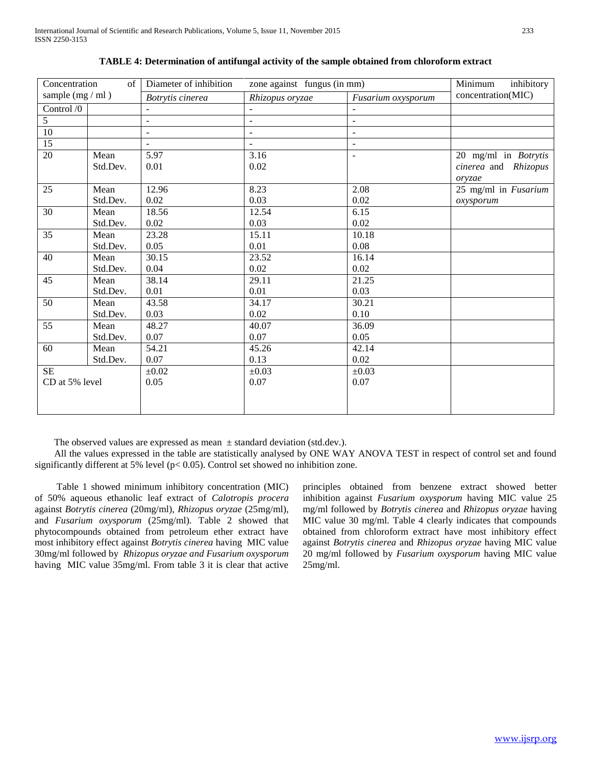**TABLE 4: Determination of antifungal activity of the sample obtained from chloroform extract**

| Concentration of sample (mg / ml ) | | Diameter of inhibition zone against fungus (in mm) | | | Minimum inhibitory concentration(MIC) |
|---|---|---|---|---|---|
| | | *Botrytis cinerea* | *Rhizopus oryzae* | *Fusarium oxysporum* | |
| Control /0 | | - | - | - | |
| 5 | | - | - | - | |
| 10 | | - | - | - | |
| 15 | | - | - | - | |
| 20 | Mean<br>Std.Dev. | 5.97<br>0.01 | 3.16<br>0.02 | - | 20 mg/ml in *Botrytis cinerea* and *Rhizopus oryzae* |
| 25 | Mean<br>Std.Dev. | 12.96<br>0.02 | 8.23<br>0.03 | 2.08<br>0.02 | 25 mg/ml in *Fusarium oxysporum* |
| 30 | Mean<br>Std.Dev. | 18.56<br>0.02 | 12.54<br>0.03 | 6.15<br>0.02 | |
| 35 | Mean<br>Std.Dev. | 23.28<br>0.05 | 15.11<br>0.01 | 10.18<br>0.08 | |
| 40 | Mean<br>Std.Dev. | 30.15<br>0.04 | 23.52<br>0.02 | 16.14<br>0.02 | |
| 45 | Mean<br>Std.Dev. | 38.14<br>0.01 | 29.11<br>0.01 | 21.25<br>0.03 | |
| 50 | Mean<br>Std.Dev. | 43.58<br>0.03 | 34.17<br>0.02 | 30.21<br>0.10 | |
| 55 | Mean<br>Std.Dev. | 48.27<br>0.07 | 40.07<br>0.07 | 36.09<br>0.05 | |
| 60 | Mean<br>Std.Dev. | 54.21<br>0.07 | 45.26<br>0.13 | 42.14<br>0.02 | |
| SE<br>CD at 5% level | | ±0.02<br>0.05 | ±0.03<br>0.07 | ±0.03<br>0.07 | |

The observed values are expressed as mean ± standard deviation (std.dev.).

All the values expressed in the table are statistically analysed by ONE WAY ANOVA TEST in respect of control set and found significantly different at 5% level ($p < 0.05$). Control set showed no inhibition zone.

Table 1 showed minimum inhibitory concentration (MIC) of 50% aqueous ethanolic leaf extract of *Calotropis procera* against *Botrytis cinerea* (20mg/ml), *Rhizopus oryzae* (25mg/ml), and *Fusarium oxysporum* (25mg/ml). Table 2 showed that phytocompounds obtained from petroleum ether extract have most inhibitory effect against *Botrytis cinerea* having MIC value 30mg/ml followed by *Rhizopus oryzae and Fusarium oxysporum* having MIC value 35mg/ml. From table 3 it is clear that active principles obtained from benzene extract showed better inhibition against *Fusarium oxysporum* having MIC value 25 mg/ml followed by *Botrytis cinerea* and *Rhizopus oryzae* having MIC value 30 mg/ml. Table 4 clearly indicates that compounds obtained from chloroform extract have most inhibitory effect against *Botrytis cinerea* and *Rhizopus oryzae* having MIC value 20 mg/ml followed by *Fusarium oxysporum* having MIC value 25mg/ml.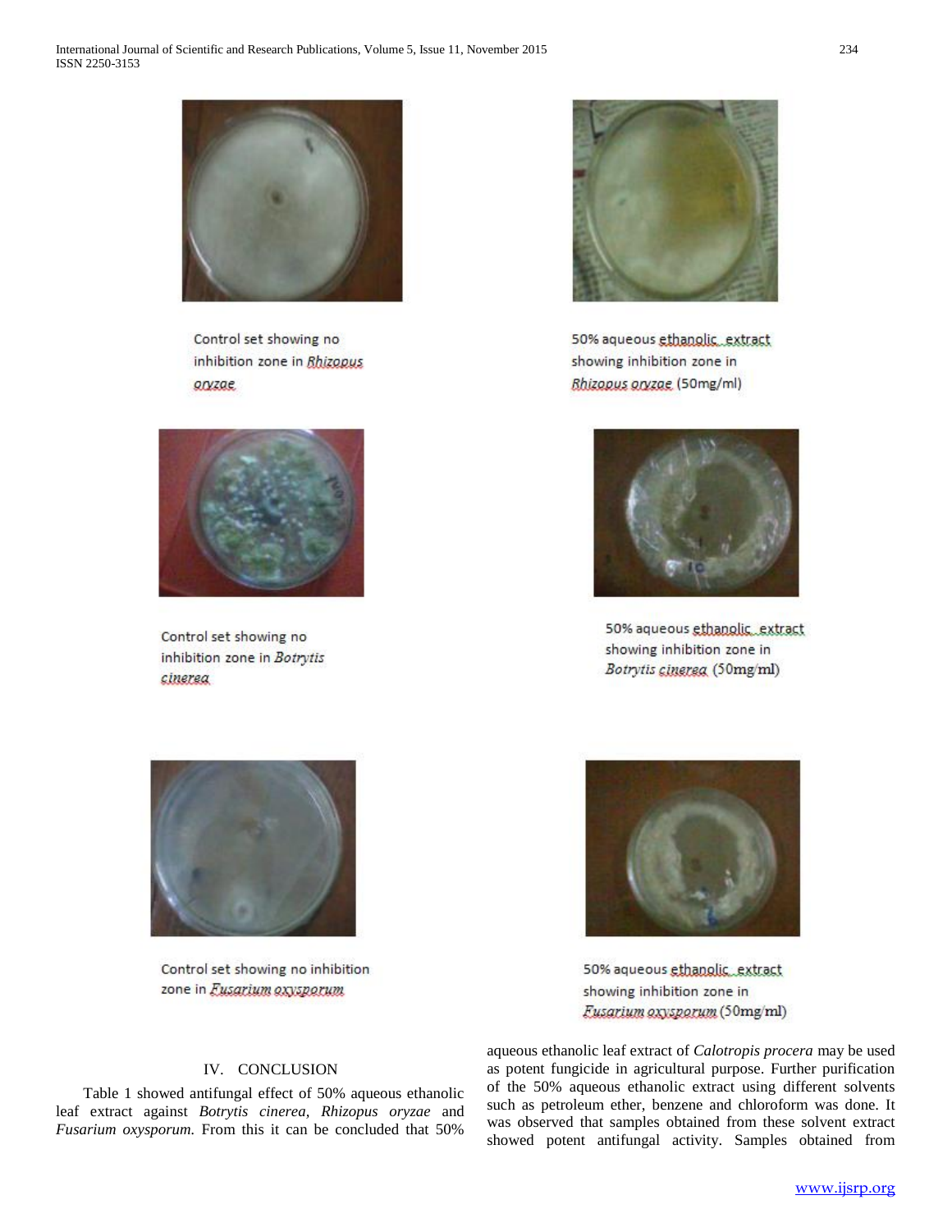Control set showing no inhibition zone in *Rhizopus oryzae*

50% aqueous ethanolic extract showing inhibition zone in *Rhizopus oryzae* (50mg/ml)

Control set showing no inhibition zone in *Botrytis cinerea*

50% aqueous ethanolic extract showing inhibition zone in *Botrytis cinerea* (50mg/ml)

Control set showing no inhibition zone in *Fusarium oxysporum*

50% aqueous ethanolic extract showing inhibition zone in *Fusarium oxysporum* (50mg/ml)

## IV. CONCLUSION

Table 1 showed antifungal effect of 50% aqueous ethanolic leaf extract against *Botrytis cinerea*, *Rhizopus oryzae* and *Fusarium oxysporum*. From this it can be concluded that 50% aqueous ethanolic leaf extract of *Calotropis procera* may be used as potent fungicide in agricultural purpose. Further purification of the 50% aqueous ethanolic extract using different solvents such as petroleum ether, benzene and chloroform was done. It was observed that samples obtained from these solvent extract showed potent antifungal activity. Samples obtained from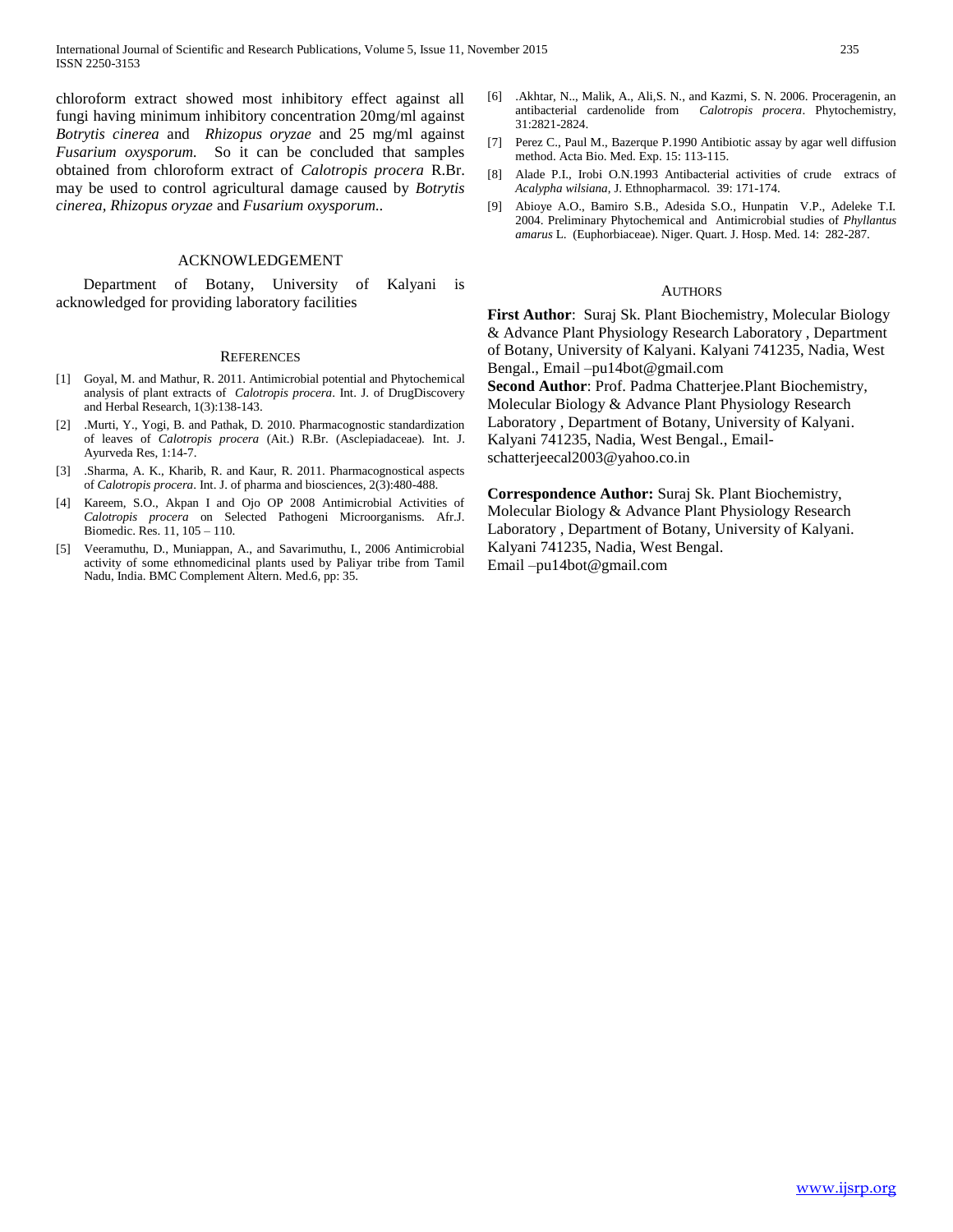chloroform extract showed most inhibitory effect against all fungi having minimum inhibitory concentration 20mg/ml against *Botrytis cinerea* and *Rhizopus oryzae* and 25 mg/ml against *Fusarium oxysporum.* So it can be concluded that samples obtained from chloroform extract of *Calotropis procera* R.Br. may be used to control agricultural damage caused by *Botrytis cinerea*, *Rhizopus oryzae* and *Fusarium oxysporum..*

## ACKNOWLEDGEMENT

Department of Botany, University of Kalyani is acknowledged for providing laboratory facilities

## REFERENCES

[1] Goyal, M. and Mathur, R. 2011. Antimicrobial potential and Phytochemical analysis of plant extracts of *Calotropis procera*. Int. J. of DrugDiscovery and Herbal Research, 1(3):138-143.

[2] .Murti, Y., Yogi, B. and Pathak, D. 2010. Pharmacognostic standardization of leaves of *Calotropis procera* (Ait.) R.Br. (Asclepiadaceae). Int. J. Ayurveda Res, 1:14-7.

[3] .Sharma, A. K., Kharib, R. and Kaur, R. 2011. Pharmacognostical aspects of *Calotropis procera*. Int. J. of pharma and biosciences, 2(3):480-488.

[4] Kareem, S.O., Akpan I and Ojo OP 2008 Antimicrobial Activities of *Calotropis procera* on Selected Pathogeni Microorganisms. Afr.J. Biomedic. Res. 11, 105 – 110.

[5] Veeramuthu, D., Muniappan, A., and Savarimuthu, I., 2006 Antimicrobial activity of some ethnomedicinal plants used by Paliyar tribe from Tamil Nadu, India. BMC Complement Altern. Med.6, pp: 35.

[6] .Akhtar, N.., Malik, A., Ali,S. N., and Kazmi, S. N. 2006. Proceragenin, an antibacterial cardenolide from *Calotropis procera*. Phytochemistry, 31:2821-2824.

[7] Perez C., Paul M., Bazerque P.1990 Antibiotic assay by agar well diffusion method. Acta Bio. Med. Exp. 15: 113-115.

[8] Alade P.I., Irobi O.N.1993 Antibacterial activities of crude extracs of *Acalypha wilsiana*, J. Ethnopharmacol. 39: 171-174.

[9] Abioye A.O., Bamiro S.B., Adesida S.O., Hunpatin V.P., Adeleke T.I. 2004. Preliminary Phytochemical and Antimicrobial studies of *Phyllantus amarus* L. (Euphorbiaceae). Niger. Quart. J. Hosp. Med. 14: 282-287.

## AUTHORS

**First Author**: Suraj Sk. Plant Biochemistry, Molecular Biology & Advance Plant Physiology Research Laboratory , Department of Botany, University of Kalyani. Kalyani 741235, Nadia, West Bengal., Email –pu14bot@gmail.com

**Second Author**: Prof. Padma Chatterjee.Plant Biochemistry, Molecular Biology & Advance Plant Physiology Research Laboratory , Department of Botany, University of Kalyani. Kalyani 741235, Nadia, West Bengal., Email- schatterjeecal2003@yahoo.co.in

**Correspondence Author:** Suraj Sk. Plant Biochemistry, Molecular Biology & Advance Plant Physiology Research Laboratory , Department of Botany, University of Kalyani. Kalyani 741235, Nadia, West Bengal.
Email –pu14bot@gmail.com